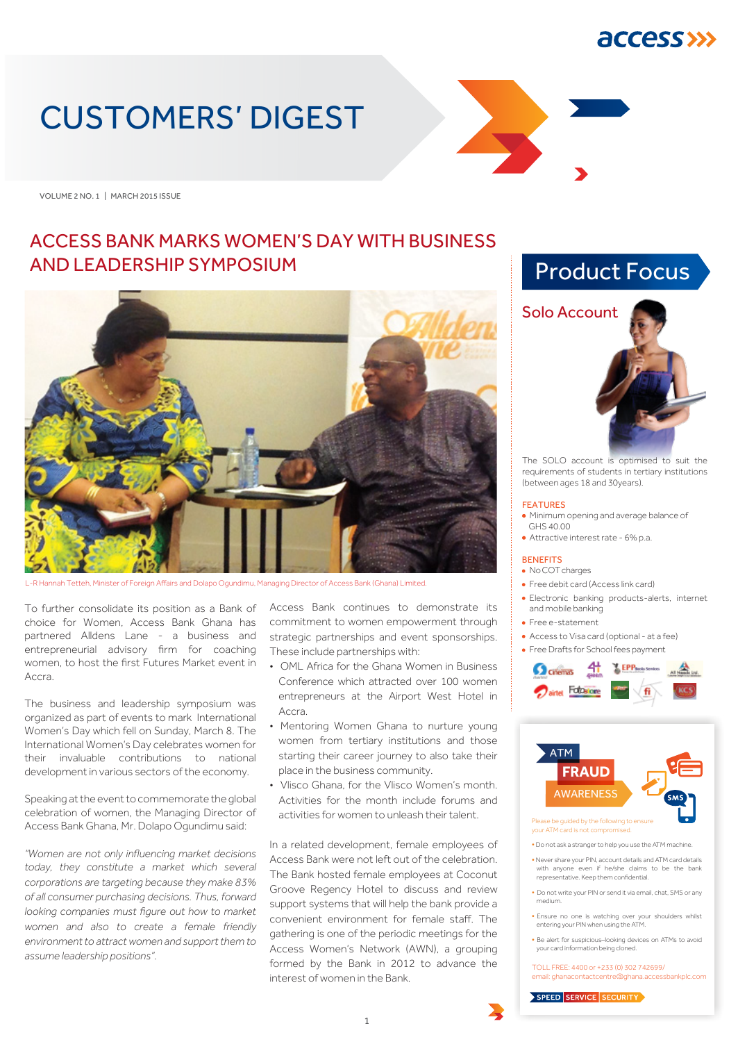# CUSTOMERS' DIGEST

VOLUME 2 NO. 1 | MARCH 2015 ISSUE

## ACCESS BANK MARKS WOMEN'S DAY WITH BUSINESS AND LEADERSHIP SYMPOSIUM

L-R Hannah Tetteh, Minister of Foreign Affairs and Dolapo Ogundimu, Managing Director of Access Bank (Ghana) Limited.

To further consolidate its position as a Bank of choice for Women, Access Bank Ghana has partnered Alldens Lane - a business and entrepreneurial advisory firm for coaching women, to host the first Futures Market event in Accra.

The business and leadership symposium was organized as part of events to mark International Women's Day which fell on Sunday, March 8. The International Women's Day celebrates women for their invaluable contributions to national development in various sectors of the economy.

Speaking at the event to commemorate the global celebration of women, the Managing Director of Access Bank Ghana, Mr. Dolapo Ogundimu said:

*"Women are not only influencing market decisions today, they constitute a market which several corporations are targeting because they make 83% of all consumer purchasing decisions. Thus, forward looking companies must figure out how to market women and also to create a female friendly environment to attract women and support them to assume leadership positions".*

Access Bank continues to demonstrate its commitment to women empowerment through strategic partnerships and event sponsorships. These include partnerships with:

- OML Africa for the Ghana Women in Business Conference which attracted over 100 women entrepreneurs at the Airport West Hotel in Accra.
- Mentoring Women Ghana to nurture young women from tertiary institutions and those starting their career journey to also take their place in the business community.
- Vlisco Ghana, for the Vlisco Women's month. Activities for the month include forums and activities for women to unleash their talent.

In a related development, female employees of Access Bank were not left out of the celebration. The Bank hosted female employees at Coconut Groove Regency Hotel to discuss and review support systems that will help the bank provide a convenient environment for female staff. The gathering is one of the periodic meetings for the Access Women's Network (AWN), a grouping formed by the Bank in 2012 to advance the interest of women in the Bank.

## Product Focus

### Solo Account

The SOLO account is optimised to suit the requirements of students in tertiary institutions (between ages 18 and 30years).

**FEATURES**

- Minimum opening and average balance of GHS 40.00
- Attractive interest rate - 6% p.a.

**BENEFITS**

- No COT charges
- Free debit card (Access link card)
- Electronic banking products-alerts, internet and mobile banking
- Free e-statement
- Access to Visa card (optional - at a fee)
- Free Drafts for School fees payment

## ATM FRAUD AWARENESS

Please be guided by the following to ensure your ATM card is not compromised.

- Do not ask a stranger to help you use the ATM machine.
- Never share your PIN, account details and ATM card details with anyone even if he/she claims to be the bank representative. Keep them confidential.
- Do not write your PIN or send it via email, chat, SMS or any medium.
- Ensure no one is watching over your shoulders whilst entering your PIN when using the ATM.
- Be alert for suspicious–looking devices on ATMs to avoid your card information being cloned.

TOLL FREE: 4400 or +233 (0) 302 742699/
email: ghanacontactcentre@ghana.accessbankplc.com

SPEED | SERVICE | SECURITY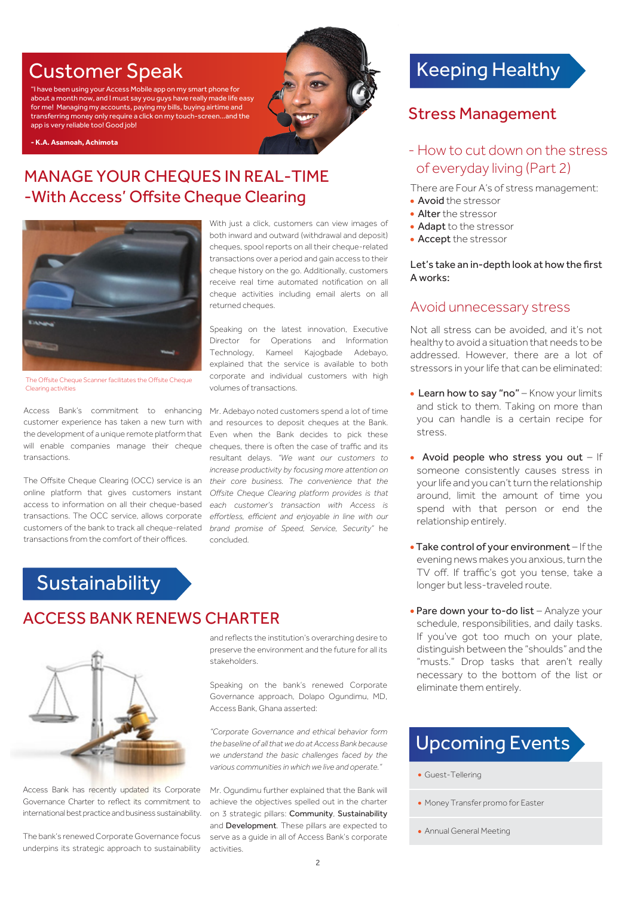## Customer Speak

"I have been using your Access Mobile app on my smart phone for about a month now, and I must say you guys have really made life easy for me! Managing my accounts, paying my bills, buying airtime and transferring money only require a click on my touch-screen...and the app is very reliable too! Good job!

**- K.A. Asamoah, Achimota**

## MANAGE YOUR CHEQUES IN REAL-TIME -With Access' Offsite Cheque Clearing

The Offsite Cheque Scanner facilitates the Offsite Cheque Clearing activities

Access Bank's commitment to enhancing customer experience has taken a new turn with the development of a unique remote platform that will enable companies manage their cheque transactions.

The Offsite Cheque Clearing (OCC) service is an online platform that gives customers instant access to information on all their cheque-based transactions. The OCC service, allows corporate customers of the bank to track all cheque-related transactions from the comfort of their offices.

With just a click, customers can view images of both inward and outward (withdrawal and deposit) cheques, spool reports on all their cheque-related transactions over a period and gain access to their cheque history on the go. Additionally, customers receive real time automated notification on all cheque activities including email alerts on all returned cheques.

Speaking on the latest innovation, Executive Director for Operations and Information Technology, Kameel Kajogbade Adebayo, explained that the service is available to both corporate and individual customers with high volumes of transactions.

Mr. Adebayo noted customers spend a lot of time and resources to deposit cheques at the Bank. Even when the Bank decides to pick these cheques, there is often the case of traffic and its resultant delays. *"We want our customers to increase productivity by focusing more attention on their core business. The convenience that the Offsite Cheque Clearing platform provides is that each customer's transaction with Access is effortless, efficient and enjoyable in line with our brand promise of Speed, Service, Security"* he concluded.

# Sustainability

## ACCESS BANK RENEWS CHARTER

Access Bank has recently updated its Corporate Governance Charter to reflect its commitment to international best practice and business sustainability.

The bank's renewed Corporate Governance focus underpins its strategic approach to sustainability and reflects the institution's overarching desire to preserve the environment and the future for all its stakeholders.

Speaking on the bank's renewed Corporate Governance approach, Dolapo Ogundimu, MD, Access Bank, Ghana asserted:

*"Corporate Governance and ethical behavior form the baseline of all that we do at Access Bank because we understand the basic challenges faced by the various communities in which we live and operate."*

Mr. Ogundimu further explained that the Bank will achieve the objectives spelled out in the charter on 3 strategic pillars: **Community**, **Sustainability** and **Development**. These pillars are expected to serve as a guide in all of Access Bank's corporate activities.

# Keeping Healthy

## Stress Management

### - How to cut down on the stress of everyday living (Part 2)

There are Four A's of stress management:

- **Avoid** the stressor
- **Alter** the stressor
- **Adapt** to the stressor
- **Accept** the stressor

**Let's take an in-depth look at how the first A works:**

### Avoid unnecessary stress

Not all stress can be avoided, and it's not healthy to avoid a situation that needs to be addressed. However, there are a lot of stressors in your life that can be eliminated:

- **Learn how to say "no"** – Know your limits and stick to them. Taking on more than you can handle is a certain recipe for stress.
- **Avoid people who stress you out** – If someone consistently causes stress in your life and you can't turn the relationship around, limit the amount of time you spend with that person or end the relationship entirely.
- **Take control of your environment** – If the evening news makes you anxious, turn the TV off. If traffic's got you tense, take a longer but less-traveled route.
- **Pare down your to-do list** – Analyze your schedule, responsibilities, and daily tasks. If you've got too much on your plate, distinguish between the "shoulds" and the "musts." Drop tasks that aren't really necessary to the bottom of the list or eliminate them entirely.

# Upcoming Events

- Guest-Tellering
- Money Transfer promo for Easter
- Annual General Meeting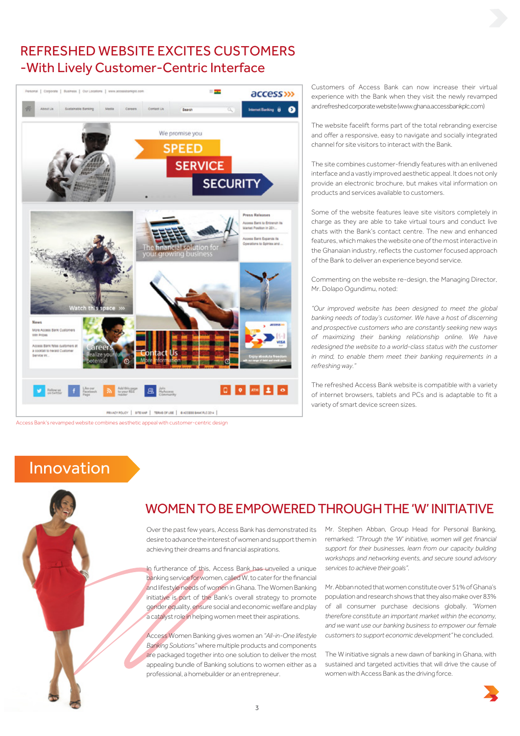# REFRESHED WEBSITE EXCITES CUSTOMERS
## -With Lively Customer-Centric Interface

Access Bank's revamped website combines aesthetic appeal with customer-centric design

Customers of Access Bank can now increase their virtual experience with the Bank when they visit the newly revamped and refreshed corporate website (www.ghana.accessbankplc.com)

The website facelift forms part of the total rebranding exercise and offer a responsive, easy to navigate and socially integrated channel for site visitors to interact with the Bank.

The site combines customer-friendly features with an enlivened interface and a vastly improved aesthetic appeal. It does not only provide an electronic brochure, but makes vital information on products and services available to customers.

Some of the website features leave site visitors completely in charge as they are able to take virtual tours and conduct live chats with the Bank's contact centre. The new and enhanced features, which makes the website one of the most interactive in the Ghanaian industry, reflects the customer focused approach of the Bank to deliver an experience beyond service.

Commenting on the website re-design, the Managing Director, Mr. Dolapo Ogundimu, noted:

*"Our improved website has been designed to meet the global banking needs of today's customer. We have a host of discerning and prospective customers who are constantly seeking new ways of maximizing their banking relationship online. We have redesigned the website to a world-class status with the customer in mind, to enable them meet their banking requirements in a refreshing way."*

The refreshed Access Bank website is compatible with a variety of internet browsers, tablets and PCs and is adaptable to fit a variety of smart device screen sizes.

# Innovation

## WOMEN TO BE EMPOWERED THROUGH THE 'W' INITIATIVE

Over the past few years, Access Bank has demonstrated its desire to advance the interest of women and support them in achieving their dreams and financial aspirations.

In furtherance of this, Access Bank has unveiled a unique banking service for women, called W, to cater for the financial and lifestyle needs of women in Ghana. The Women Banking initiative is part of the Bank's overall strategy to promote gender equality, ensure social and economic welfare and play a catalyst role in helping women meet their aspirations.

Access Women Banking gives women an *"All-in-One lifestyle Banking Solutions"* where multiple products and components are packaged together into one solution to deliver the most appealing bundle of Banking solutions to women either as a professional, a homebuilder or an entrepreneur.

Mr. Stephen Abban, Group Head for Personal Banking, remarked: *"Through the 'W' initiative, women will get financial support for their businesses, learn from our capacity building workshops and networking events, and secure sound advisory services to achieve their goals".*

Mr. Abban noted that women constitute over 51% of Ghana's population and research shows that they also make over 83% of all consumer purchase decisions globally. *"Women therefore constitute an important market within the economy, and we want use our banking business to empower our female customers to support economic development"* he concluded.

The W initiative signals a new dawn of banking in Ghana, with sustained and targeted activities that will drive the cause of women with Access Bank as the driving force.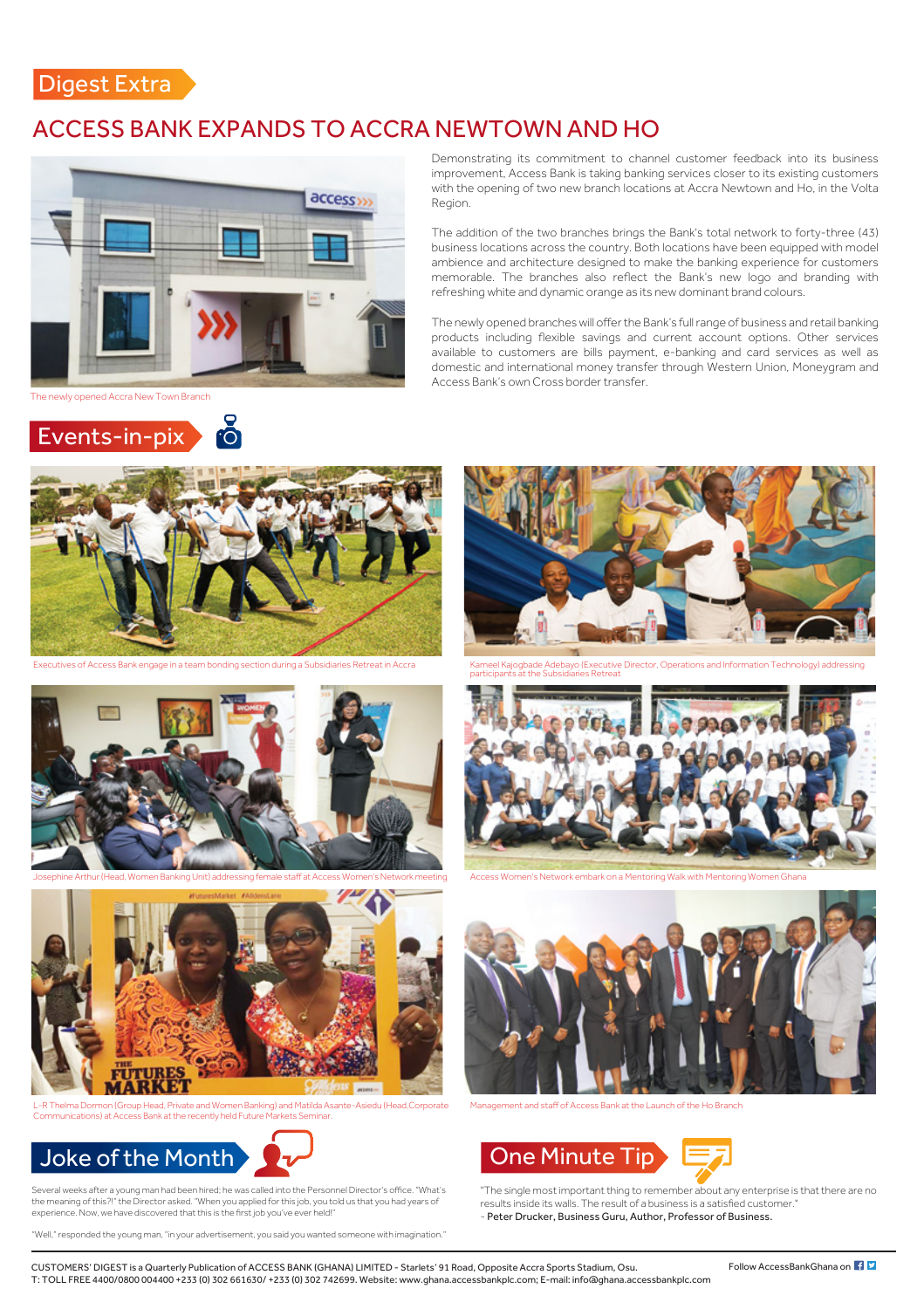## Digest Extra

# ACCESS BANK EXPANDS TO ACCRA NEWTOWN AND HO

The newly opened Accra New Town Branch

Demonstrating its commitment to channel customer feedback into its business improvement, Access Bank is taking banking services closer to its existing customers with the opening of two new branch locations at Accra Newtown and Ho, in the Volta Region.

The addition of the two branches brings the Bank's total network to forty-three (43) business locations across the country. Both locations have been equipped with model ambience and architecture designed to make the banking experience for customers memorable. The branches also reflect the Bank's new logo and branding with refreshing white and dynamic orange as its new dominant brand colours.

The newly opened branches will offer the Bank's full range of business and retail banking products including flexible savings and current account options. Other services available to customers are bills payment, e-banking and card services as well as domestic and international money transfer through Western Union, Moneygram and Access Bank's own Cross border transfer.

## Events-in-pix

Executives of Access Bank engage in a team bonding section during a Subsidiaries Retreat in Accra

Kameel Kajogbade Adebayo (Executive Director, Operations and Information Technology) addressing participants at the Subsidiaries Retreat

Josephine Arthur (Head, Women Banking Unit) addressing female staff at Access Women's Network meeting

Access Women's Network embark on a Mentoring Walk with Mentoring Women Ghana

L-R Thelma Dormon (Group Head, Private and Women Banking) and Matilda Asante-Asiedu (Head,Corporate Communications) at Access Bank at the recently held Future Markets Seminar.

Management and staff of Access Bank at the Launch of the Ho Branch

## Joke of the Month

Several weeks after a young man had been hired; he was called into the Personnel Director's office. "What's the meaning of this?!" the Director asked. "When you applied for this job, you told us that you had years of experience. Now, we have discovered that this is the first job you've ever held!"

"Well," responded the young man, "in your advertisement, you said you wanted someone with imagination."

## One Minute Tip

"The single most important thing to remember about any enterprise is that there are no results inside its walls. The result of a business is a satisfied customer."
- Peter Drucker, Business Guru, Author, Professor of Business.

CUSTOMERS' DIGEST is a Quarterly Publication of ACCESS BANK (GHANA) LIMITED - Starlets' 91 Road, Opposite Accra Sports Stadium, Osu.
T: TOLL FREE 4400/0800 004400 +233 (0) 302 661630/ +233 (0) 302 742699. Website: www.ghana.accessbankplc.com; E-mail: info@ghana.accessbankplc.com

Follow AccessBankGhana on